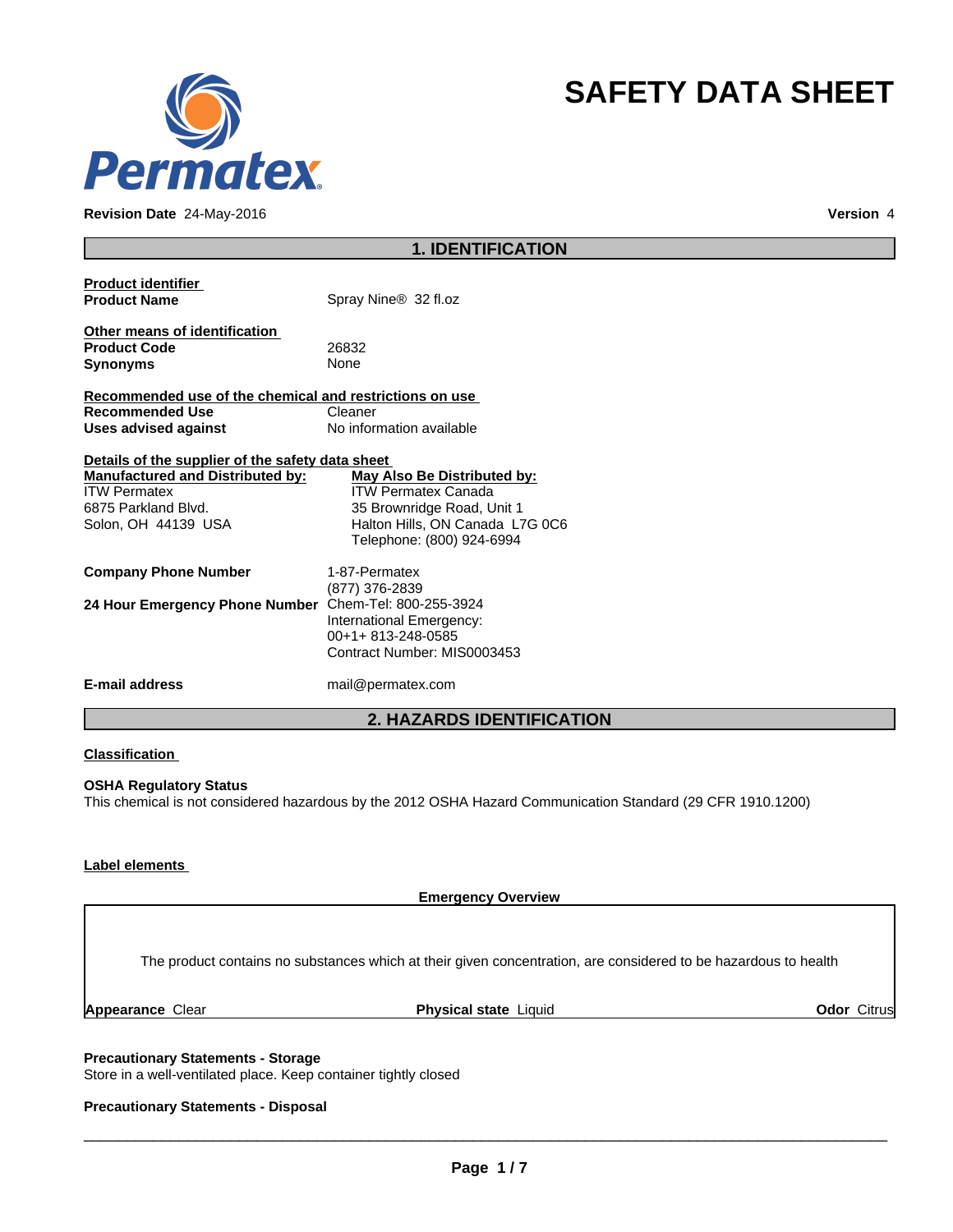# SAFETY DATA SHEET

**Revision Date** 24-May-2016 **Version** 4

## 1. IDENTIFICATION

**Product identifier**

| | |
|---|---|
| **Product Name** | Spray Nine® 32 fl.oz |

**Other means of identification**

| | |
|---|---|
| **Product Code** | 26832 |
| **Synonyms** | None |

**Recommended use of the chemical and restrictions on use**

| | |
|---|---|
| **Recommended Use** | Cleaner |
| **Uses advised against** | No information available |

**Details of the supplier of the safety data sheet**

| **Manufactured and Distributed by:** | **May Also Be Distributed by:** |
|---|---|
| ITW Permatex | ITW Permatex Canada |
| 6875 Parkland Blvd. | 35 Brownridge Road, Unit 1 |
| Solon, OH 44139 USA | Halton Hills, ON Canada L7G 0C6 |
| | Telephone: (800) 924-6994 |

| | |
|---|---|
| **Company Phone Number** | 1-87-Permatex<br>(877) 376-2839 |
| **24 Hour Emergency Phone Number** | Chem-Tel: 800-255-3924<br>International Emergency:<br>00+1+ 813-248-0585<br>Contract Number: MIS0003453 |
| **E-mail address** | mail@permatex.com |

## 2. HAZARDS IDENTIFICATION

**Classification**

**OSHA Regulatory Status**
This chemical is not considered hazardous by the 2012 OSHA Hazard Communication Standard (29 CFR 1910.1200)

**Label elements**

**Emergency Overview**

The product contains no substances which at their given concentration, are considered to be hazardous to health

| **Appearance** Clear | **Physical state** Liquid | **Odor** Citrus |
|---|---|---|

**Precautionary Statements - Storage**
Store in a well-ventilated place. Keep container tightly closed

**Precautionary Statements - Disposal**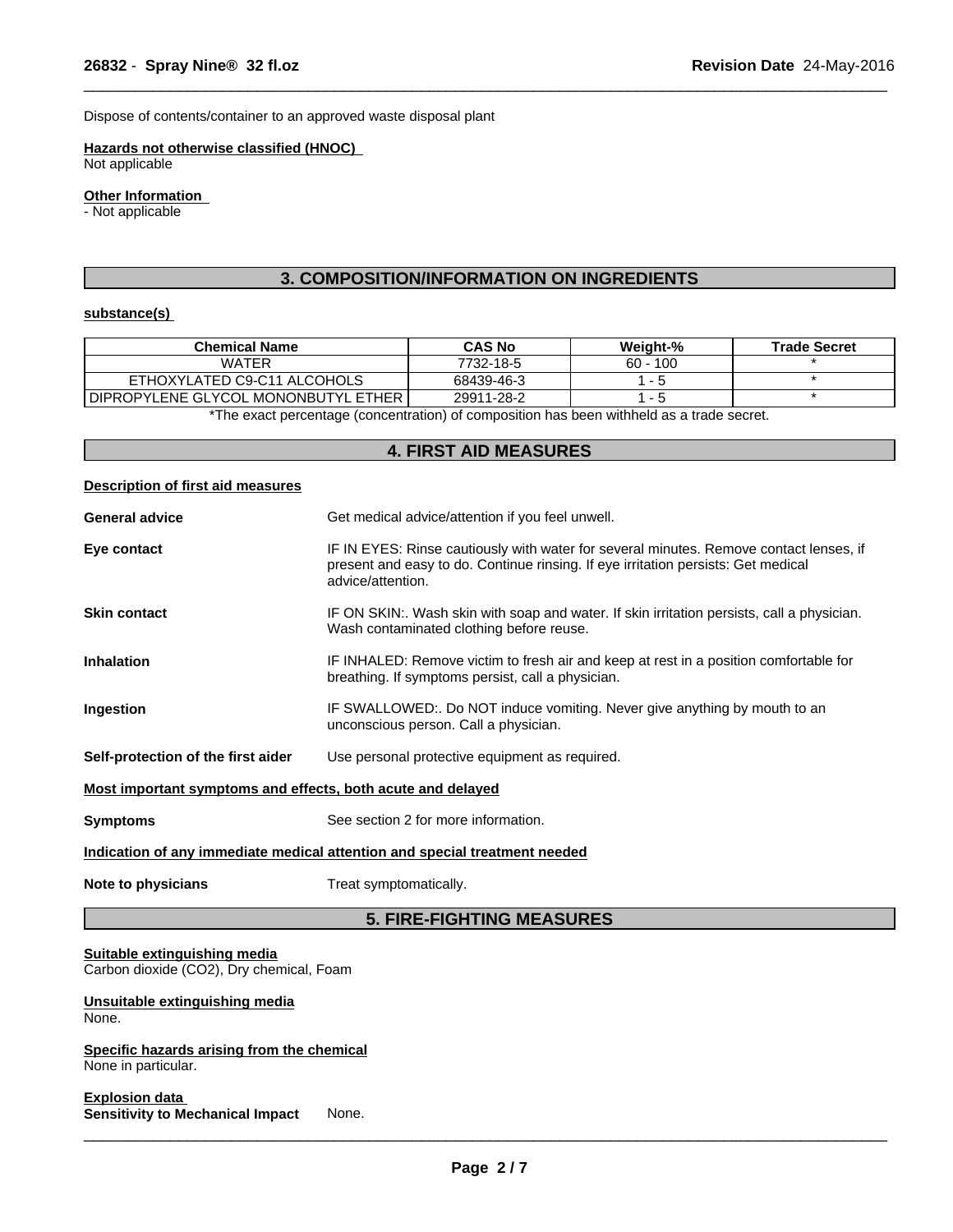Dispose of contents/container to an approved waste disposal plant

**Hazards not otherwise classified (HNOC)**
Not applicable

**Other Information**
- Not applicable

## 3. COMPOSITION/INFORMATION ON INGREDIENTS

**substance(s)**

| Chemical Name | CAS No | Weight-% | Trade Secret |
|---|---|---|---|
| WATER | 7732-18-5 | 60 - 100 | * |
| ETHOXYLATED C9-C11 ALCOHOLS | 68439-46-3 | 1 - 5 | * |
| DIPROPYLENE GLYCOL MONONBUTYL ETHER | 29911-28-2 | 1 - 5 | * |

*The exact percentage (concentration) of composition has been withheld as a trade secret.

## 4. FIRST AID MEASURES

**Description of first aid measures**

**General advice** Get medical advice/attention if you feel unwell.

**Eye contact** IF IN EYES: Rinse cautiously with water for several minutes. Remove contact lenses, if present and easy to do. Continue rinsing. If eye irritation persists: Get medical advice/attention.

**Skin contact** IF ON SKIN:. Wash skin with soap and water. If skin irritation persists, call a physician. Wash contaminated clothing before reuse.

**Inhalation** IF INHALED: Remove victim to fresh air and keep at rest in a position comfortable for breathing. If symptoms persist, call a physician.

**Ingestion** IF SWALLOWED:. Do NOT induce vomiting. Never give anything by mouth to an unconscious person. Call a physician.

**Self-protection of the first aider** Use personal protective equipment as required.

**Most important symptoms and effects, both acute and delayed**

**Symptoms** See section 2 for more information.

**Indication of any immediate medical attention and special treatment needed**

**Note to physicians** Treat symptomatically.

## 5. FIRE-FIGHTING MEASURES

**Suitable extinguishing media**
Carbon dioxide ($CO_2$), Dry chemical, Foam

**Unsuitable extinguishing media**
None.

**Specific hazards arising from the chemical**
None in particular.

**Explosion data**
**Sensitivity to Mechanical Impact** None.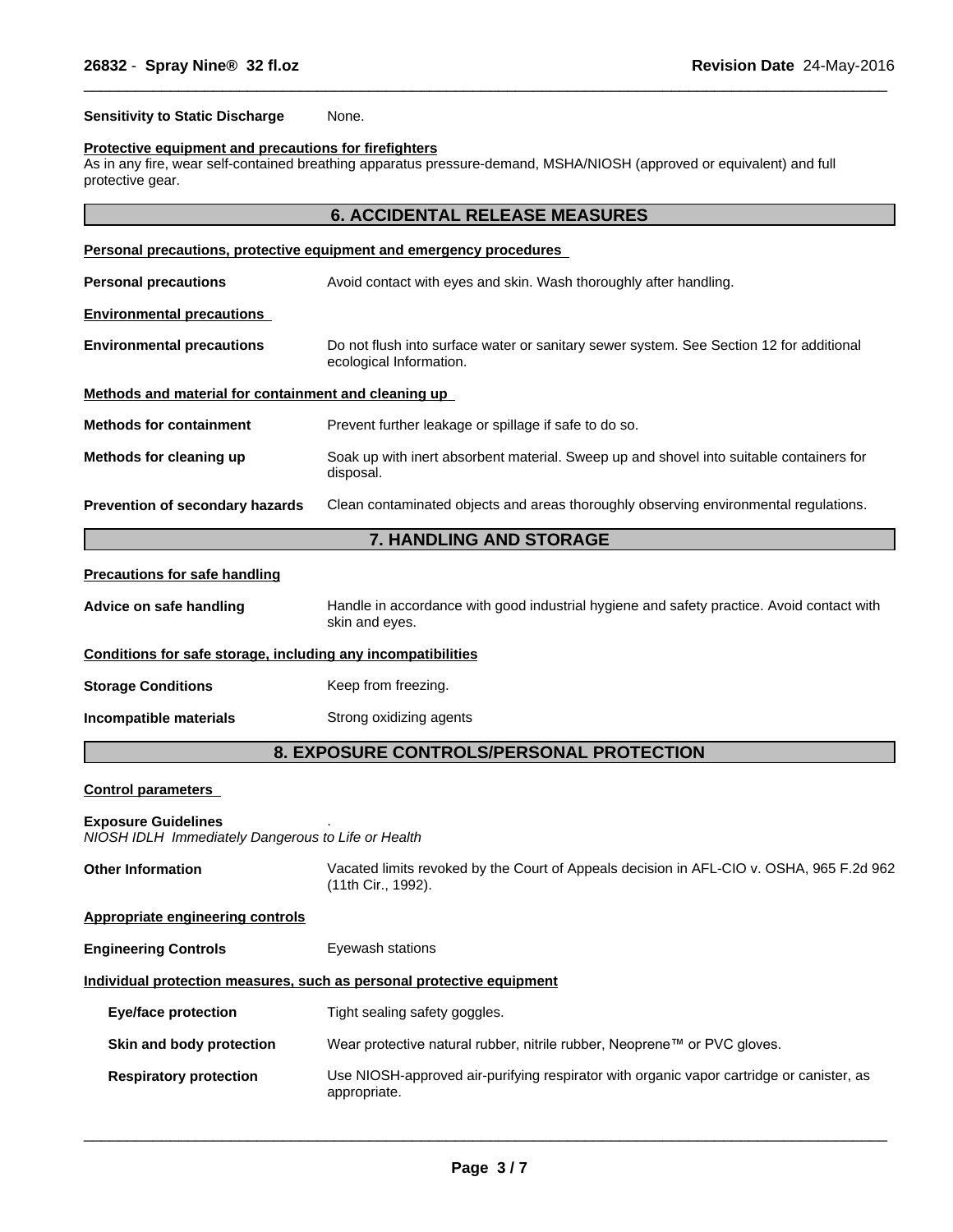**Sensitivity to Static Discharge** None.

**Protective equipment and precautions for firefighters**

As in any fire, wear self-contained breathing apparatus pressure-demand, MSHA/NIOSH (approved or equivalent) and full protective gear.

## 6. ACCIDENTAL RELEASE MEASURES

**Personal precautions, protective equipment and emergency procedures**

**Personal precautions** Avoid contact with eyes and skin. Wash thoroughly after handling.

**Environmental precautions**

**Environmental precautions** Do not flush into surface water or sanitary sewer system. See Section 12 for additional ecological Information.

**Methods and material for containment and cleaning up**

**Methods for containment** Prevent further leakage or spillage if safe to do so.

**Methods for cleaning up** Soak up with inert absorbent material. Sweep up and shovel into suitable containers for disposal.

**Prevention of secondary hazards** Clean contaminated objects and areas thoroughly observing environmental regulations.

## 7. HANDLING AND STORAGE

**Precautions for safe handling**

**Advice on safe handling** Handle in accordance with good industrial hygiene and safety practice. Avoid contact with skin and eyes.

**Conditions for safe storage, including any incompatibilities**

**Storage Conditions** Keep from freezing.

**Incompatible materials** Strong oxidizing agents

## 8. EXPOSURE CONTROLS/PERSONAL PROTECTION

**Control parameters**

**Exposure Guidelines** .

*NIOSH IDLH Immediately Dangerous to Life or Health*

**Other Information** Vacated limits revoked by the Court of Appeals decision in AFL-CIO v. OSHA, 965 F.2d 962 (11th Cir., 1992).

**Appropriate engineering controls**

**Engineering Controls** Eyewash stations

**Individual protection measures, such as personal protective equipment**

**Eye/face protection** Tight sealing safety goggles.

**Skin and body protection** Wear protective natural rubber, nitrile rubber, Neoprene™ or PVC gloves.

**Respiratory protection** Use NIOSH-approved air-purifying respirator with organic vapor cartridge or canister, as appropriate.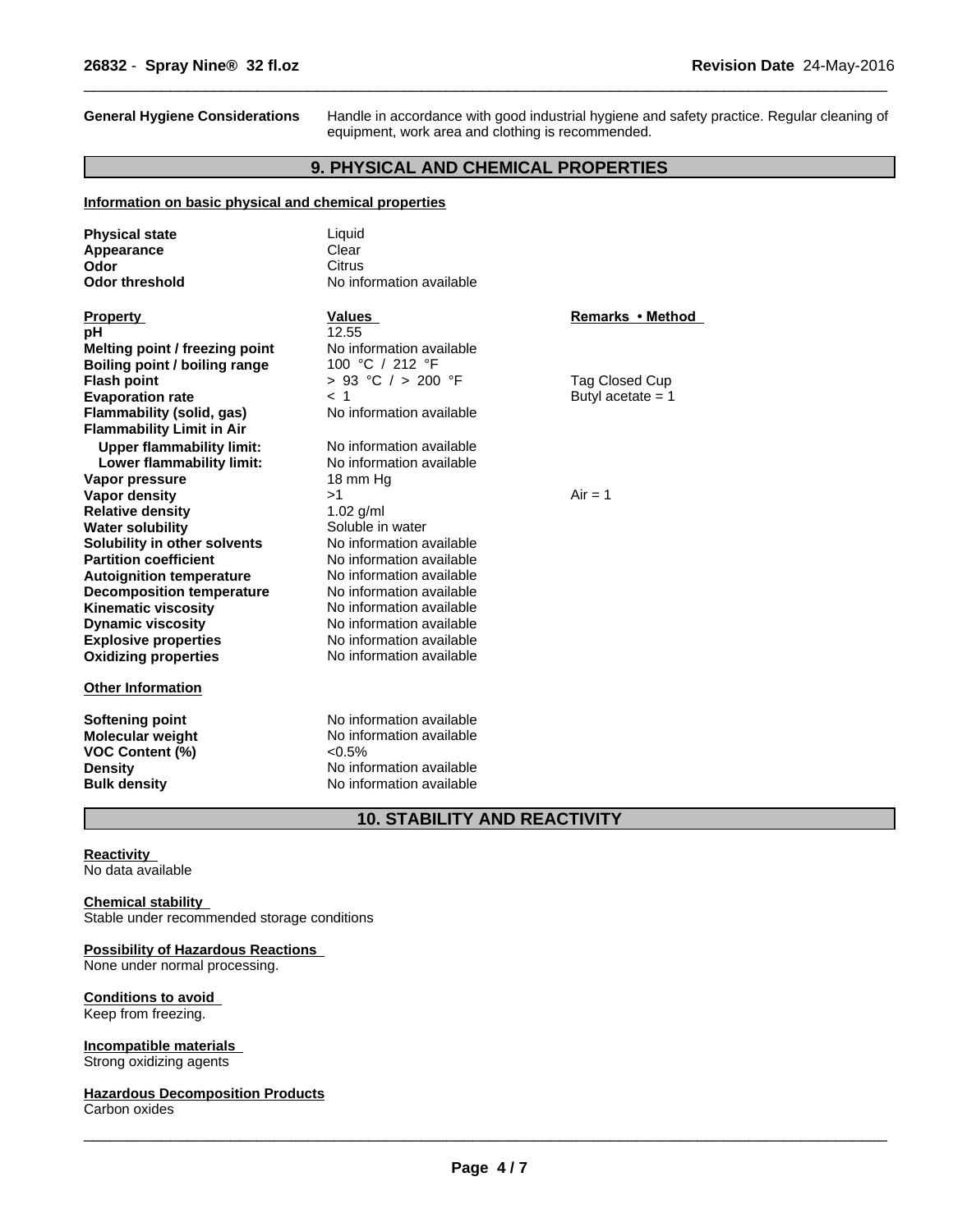**General Hygiene Considerations** Handle in accordance with good industrial hygiene and safety practice. Regular cleaning of equipment, work area and clothing is recommended.

## 9. PHYSICAL AND CHEMICAL PROPERTIES

### Information on basic physical and chemical properties

| | |
|---|---|
| **Physical state** | Liquid |
| **Appearance** | Clear |
| **Odor** | Citrus |
| **Odor threshold** | No information available |

| Property | Values | Remarks • Method |
|---|---|---|
| **pH** | 12.55 | |
| **Melting point / freezing point** | No information available | |
| **Boiling point / boiling range** | 100 °C / 212 °F | |
| **Flash point** | > 93 °C / > 200 °F | Tag Closed Cup |
| **Evaporation rate** | < 1 | Butyl acetate = 1 |
| **Flammability (solid, gas)** | No information available | |
| **Flammability Limit in Air** | | |
| **Upper flammability limit:** | No information available | |
| **Lower flammability limit:** | No information available | |
| **Vapor pressure** | 18 mm Hg | |
| **Vapor density** | >1 | Air = 1 |
| **Relative density** | 1.02 g/ml | |
| **Water solubility** | Soluble in water | |
| **Solubility in other solvents** | No information available | |
| **Partition coefficient** | No information available | |
| **Autoignition temperature** | No information available | |
| **Decomposition temperature** | No information available | |
| **Kinematic viscosity** | No information available | |
| **Dynamic viscosity** | No information available | |
| **Explosive properties** | No information available | |
| **Oxidizing properties** | No information available | |

### Other Information

| | |
|---|---|
| **Softening point** | No information available |
| **Molecular weight** | No information available |
| **VOC Content (%)** | <0.5% |
| **Density** | No information available |
| **Bulk density** | No information available |

## 10. STABILITY AND REACTIVITY

**Reactivity**
No data available

**Chemical stability**
Stable under recommended storage conditions

**Possibility of Hazardous Reactions**
None under normal processing.

**Conditions to avoid**
Keep from freezing.

**Incompatible materials**
Strong oxidizing agents

**Hazardous Decomposition Products**
Carbon oxides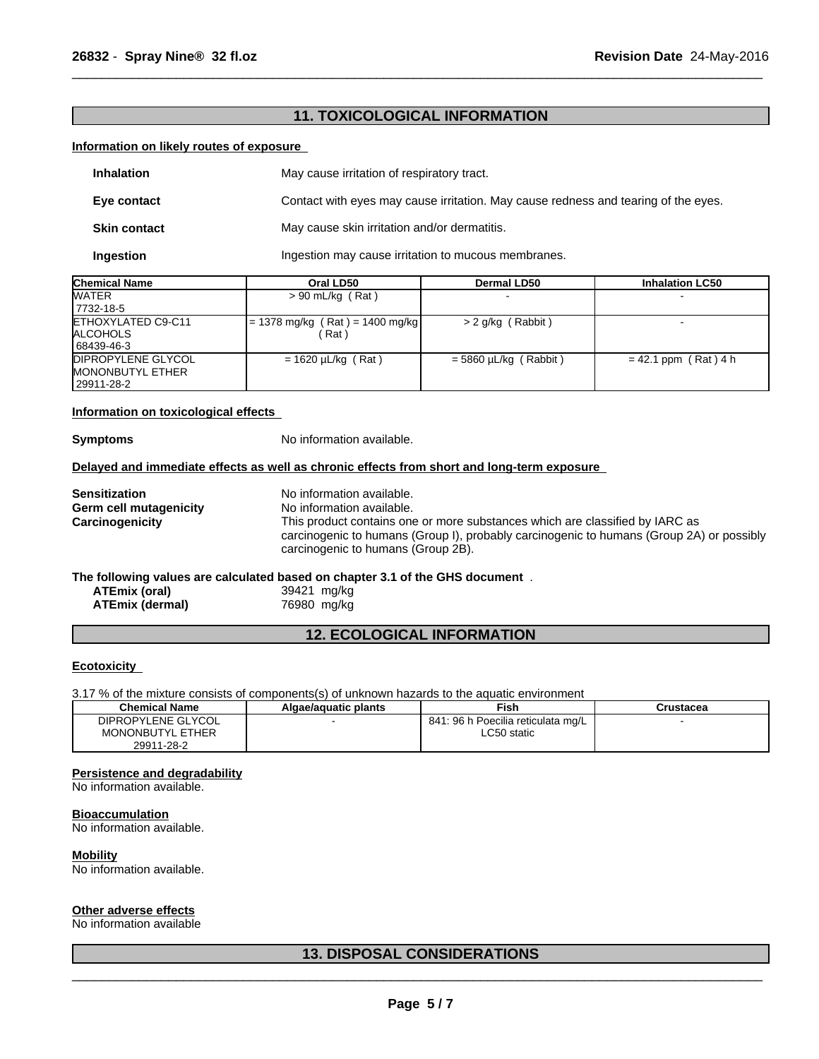## 11. TOXICOLOGICAL INFORMATION

**Information on likely routes of exposure**

**Inhalation** May cause irritation of respiratory tract.

**Eye contact** Contact with eyes may cause irritation. May cause redness and tearing of the eyes.

**Skin contact** May cause skin irritation and/or dermatitis.

**Ingestion** Ingestion may cause irritation to mucous membranes.

| Chemical Name | Oral LD50 | Dermal LD50 | Inhalation LC50 |
|---|---|---|---|
| WATER<br>7732-18-5 | > 90 mL/kg ( Rat ) | - | - |
| ETHOXYLATED C9-C11 ALCOHOLS<br>68439-46-3 | = 1378 mg/kg ( Rat ) = 1400 mg/kg ( Rat ) | > 2 g/kg ( Rabbit ) | - |
| DIPROPYLENE GLYCOL MONONBUTYL ETHER<br>29911-28-2 | = 1620 µL/kg ( Rat ) | = 5860 µL/kg ( Rabbit ) | = 42.1 ppm ( Rat ) 4 h |

**Information on toxicological effects**

**Symptoms** No information available.

**Delayed and immediate effects as well as chronic effects from short and long-term exposure**

**Sensitization** No information available.
**Germ cell mutagenicity** No information available.
**Carcinogenicity** This product contains one or more substances which are classified by IARC as carcinogenic to humans (Group I), probably carcinogenic to humans (Group 2A) or possibly carcinogenic to humans (Group 2B).

**The following values are calculated based on chapter 3.1 of the GHS document** .

**ATEmix (oral)** 39421 mg/kg
**ATEmix (dermal)** 76980 mg/kg

## 12. ECOLOGICAL INFORMATION

**Ecotoxicity**

3.17 % of the mixture consists of components(s) of unknown hazards to the aquatic environment

| Chemical Name | Algae/aquatic plants | Fish | Crustacea |
|---|---|---|---|
| DIPROPYLENE GLYCOL MONONBUTYL ETHER<br>29911-28-2 | - | 841: 96 h Poecilia reticulata mg/L LC50 static | - |

**Persistence and degradability**
No information available.

**Bioaccumulation**
No information available.

**Mobility**
No information available.

**Other adverse effects**
No information available

## 13. DISPOSAL CONSIDERATIONS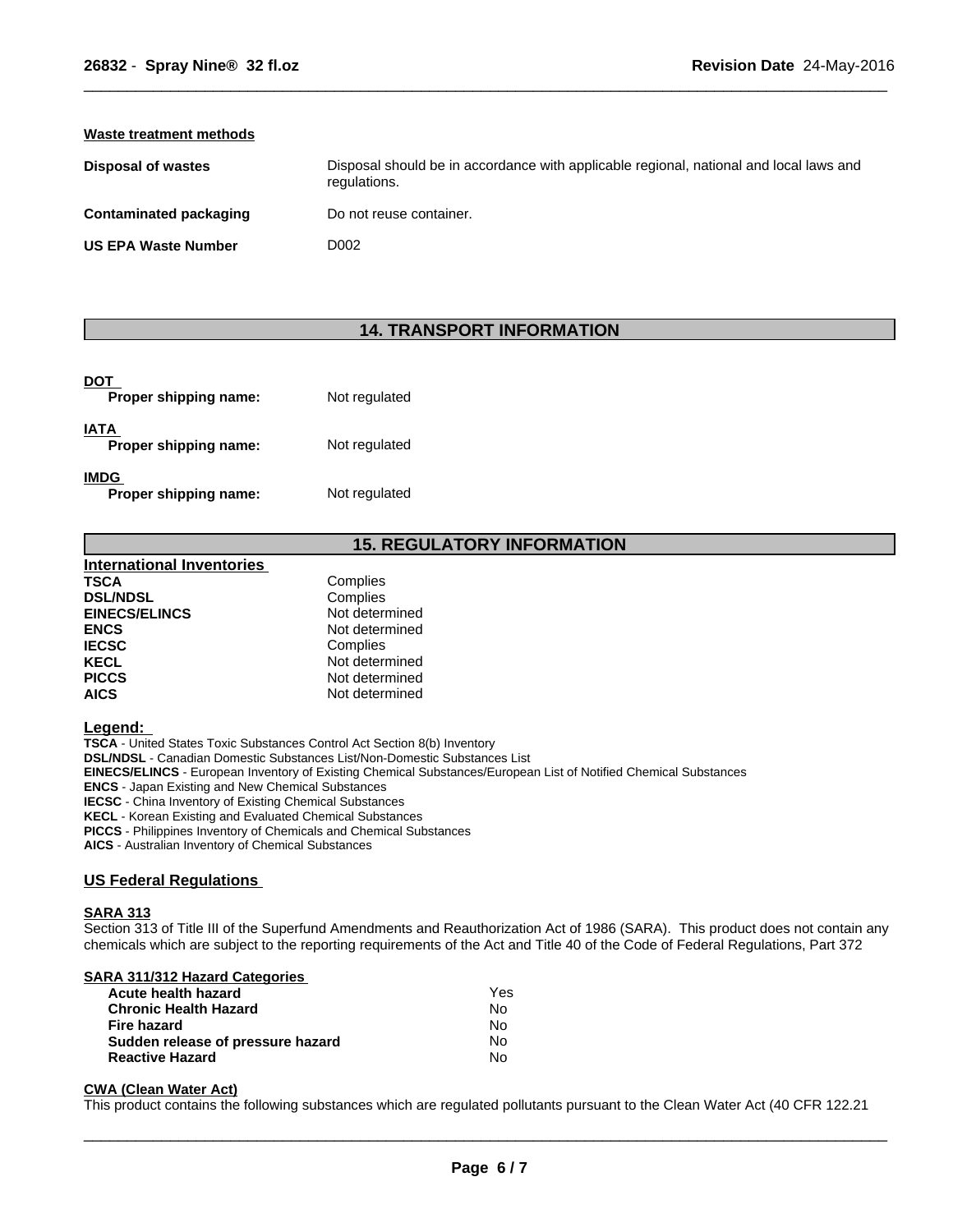#### Waste treatment methods

| | |
|---|---|
| **Disposal of wastes** | Disposal should be in accordance with applicable regional, national and local laws and regulations. |
| **Contaminated packaging** | Do not reuse container. |
| **US EPA Waste Number** | D002 |

## 14. TRANSPORT INFORMATION

**DOT**
**Proper shipping name:** Not regulated

**IATA**
**Proper shipping name:** Not regulated

**IMDG**
**Proper shipping name:** Not regulated

## 15. REGULATORY INFORMATION

**International Inventories**

| | |
|---|---|
| **TSCA** | Complies |
| **DSL/NDSL** | Complies |
| **EINECS/ELINCS** | Not determined |
| **ENCS** | Not determined |
| **IECSC** | Complies |
| **KECL** | Not determined |
| **PICCS** | Not determined |
| **AICS** | Not determined |

**Legend:**
**TSCA** - United States Toxic Substances Control Act Section 8(b) Inventory
**DSL/NDSL** - Canadian Domestic Substances List/Non-Domestic Substances List
**EINECS/ELINCS** - European Inventory of Existing Chemical Substances/European List of Notified Chemical Substances
**ENCS** - Japan Existing and New Chemical Substances
**IECSC** - China Inventory of Existing Chemical Substances
**KECL** - Korean Existing and Evaluated Chemical Substances
**PICCS** - Philippines Inventory of Chemicals and Chemical Substances
**AICS** - Australian Inventory of Chemical Substances

### US Federal Regulations

**SARA 313**
Section 313 of Title III of the Superfund Amendments and Reauthorization Act of 1986 (SARA). This product does not contain any chemicals which are subject to the reporting requirements of the Act and Title 40 of the Code of Federal Regulations, Part 372

**SARA 311/312 Hazard Categories**

| | |
|---|---|
| **Acute health hazard** | Yes |
| **Chronic Health Hazard** | No |
| **Fire hazard** | No |
| **Sudden release of pressure hazard** | No |
| **Reactive Hazard** | No |

**CWA (Clean Water Act)**
This product contains the following substances which are regulated pollutants pursuant to the Clean Water Act (40 CFR 122.21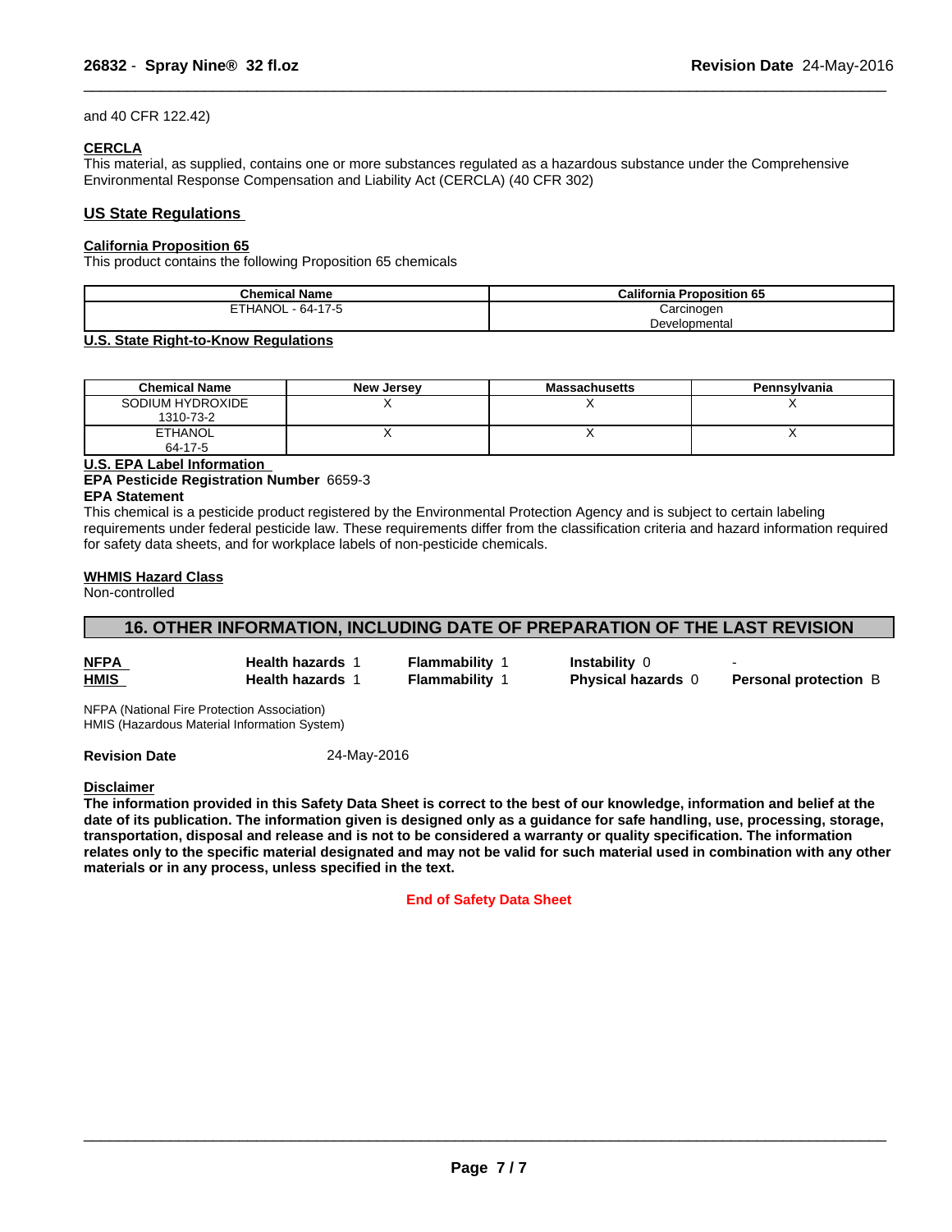and 40 CFR 122.42)

### CERCLA

This material, as supplied, contains one or more substances regulated as a hazardous substance under the Comprehensive Environmental Response Compensation and Liability Act (CERCLA) (40 CFR 302)

## US State Regulations

### California Proposition 65

This product contains the following Proposition 65 chemicals

| Chemical Name | California Proposition 65 |
|---|---|
| ETHANOL - 64-17-5 | Carcinogen<br>Developmental |

### U.S. State Right-to-Know Regulations

| Chemical Name | New Jersey | Massachusetts | Pennsylvania |
|---|---|---|---|
| SODIUM HYDROXIDE<br>1310-73-2 | X | X | X |
| ETHANOL<br>64-17-5 | X | X | X |

### U.S. EPA Label Information

**EPA Pesticide Registration Number** 6659-3

**EPA Statement**

This chemical is a pesticide product registered by the Environmental Protection Agency and is subject to certain labeling requirements under federal pesticide law. These requirements differ from the classification criteria and hazard information required for safety data sheets, and for workplace labels of non-pesticide chemicals.

### WHMIS Hazard Class

Non-controlled

## 16. OTHER INFORMATION, INCLUDING DATE OF PREPARATION OF THE LAST REVISION

| | | | | |
|---|---|---|---|---|
| **NFPA** | **Health hazards** 1 | **Flammability** 1 | **Instability** 0 | - |
| **HMIS** | **Health hazards** 1 | **Flammability** 1 | **Physical hazards** 0 | **Personal protection** B |

NFPA (National Fire Protection Association)
HMIS (Hazardous Material Information System)

**Revision Date** 24-May-2016

### Disclaimer

**The information provided in this Safety Data Sheet is correct to the best of our knowledge, information and belief at the date of its publication. The information given is designed only as a guidance for safe handling, use, processing, storage, transportation, disposal and release and is not to be considered a warranty or quality specification. The information relates only to the specific material designated and may not be valid for such material used in combination with any other materials or in any process, unless specified in the text.**

**End of Safety Data Sheet**